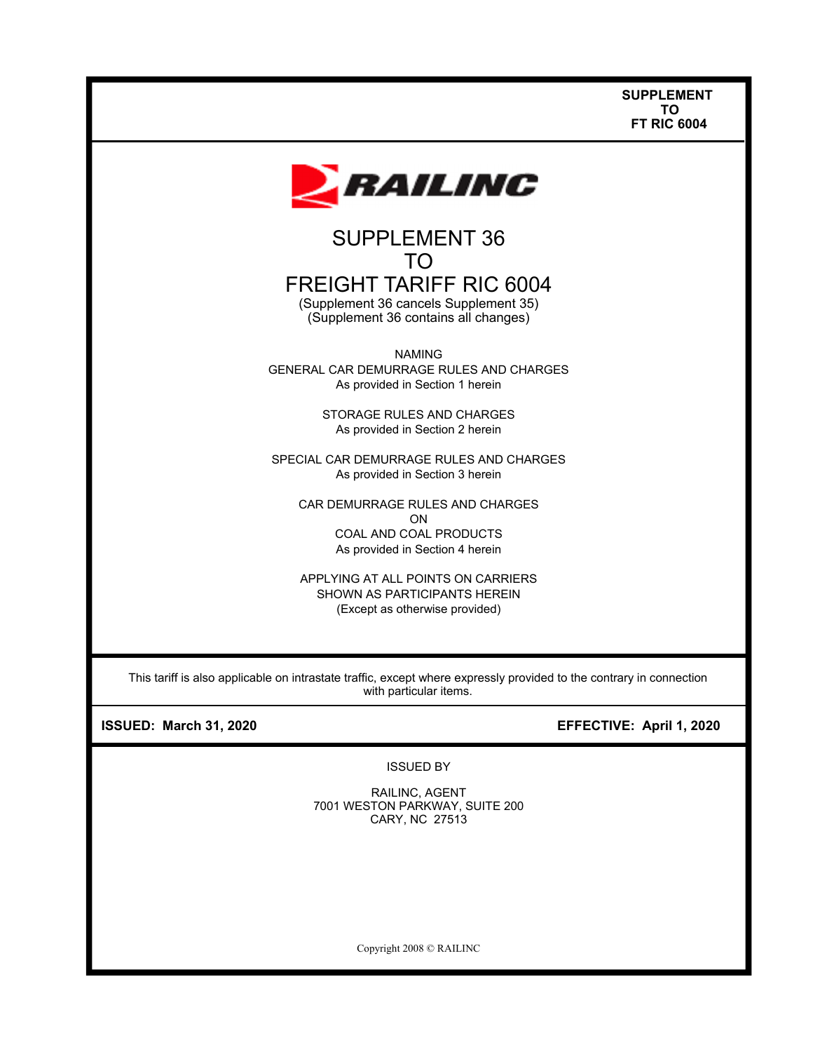**SUPPLEMENT**
**TO**
**FT RIC 6004**

RAILINC

# SUPPLEMENT 36
# TO
# FREIGHT TARIFF RIC 6004

(Supplement 36 cancels Supplement 35)
(Supplement 36 contains all changes)

NAMING
GENERAL CAR DEMURRAGE RULES AND CHARGES
As provided in Section 1 herein

STORAGE RULES AND CHARGES
As provided in Section 2 herein

SPECIAL CAR DEMURRAGE RULES AND CHARGES
As provided in Section 3 herein

CAR DEMURRAGE RULES AND CHARGES
ON
COAL AND COAL PRODUCTS
As provided in Section 4 herein

APPLYING AT ALL POINTS ON CARRIERS
SHOWN AS PARTICIPANTS HEREIN
(Except as otherwise provided)

This tariff is also applicable on intrastate traffic, except where expressly provided to the contrary in connection with particular items.

**ISSUED: March 31, 2020** **EFFECTIVE: April 1, 2020**

ISSUED BY

RAILINC, AGENT
7001 WESTON PARKWAY, SUITE 200
CARY, NC 27513

Copyright 2008 © RAILINC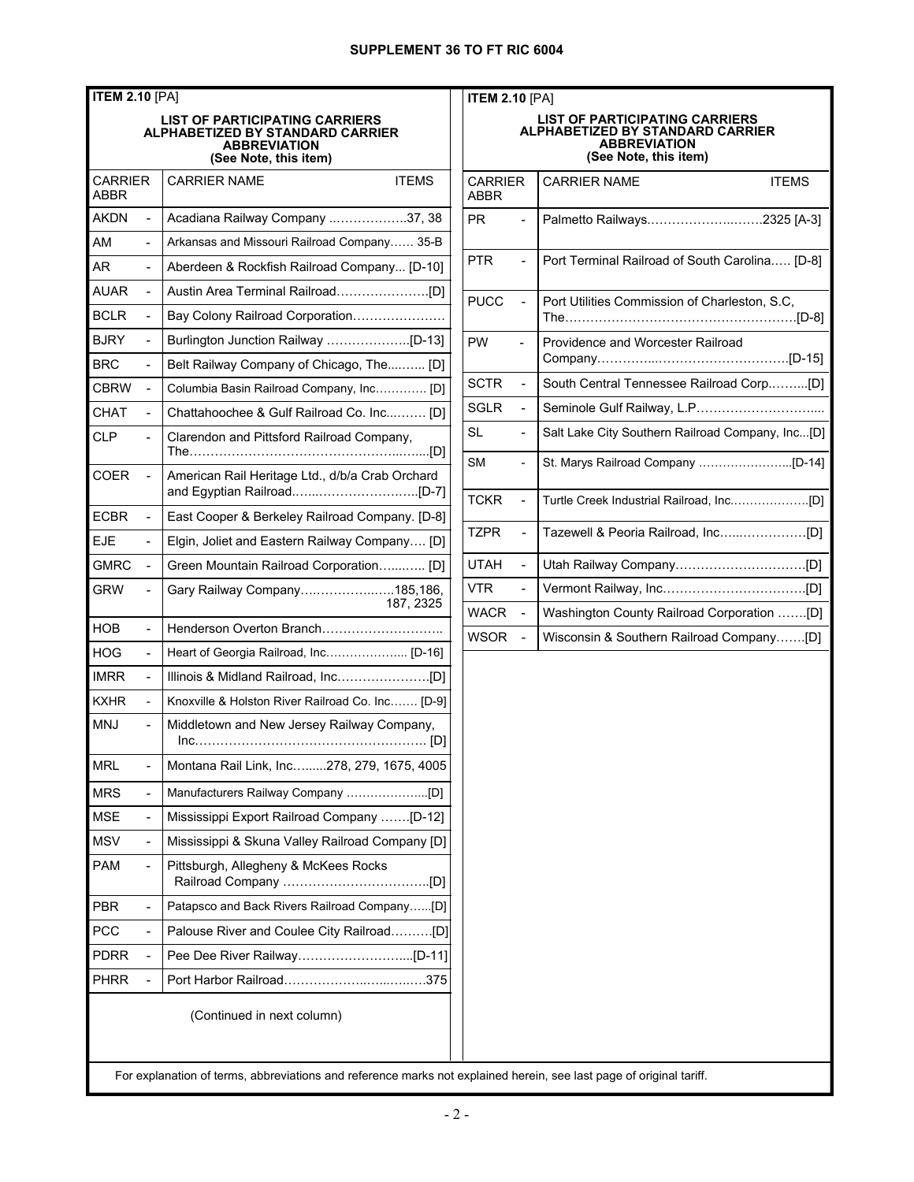# SUPPLEMENT 36 TO FT RIC 6004

**ITEM 2.10** [PA]

**LIST OF PARTICIPATING CARRIERS ALPHABETIZED BY STANDARD CARRIER ABBREVIATION (See Note, this item)**

| CARRIER ABBR | | CARRIER NAME | ITEMS |
|---|---|---|---|
| AKDN | - | Acadiana Railway Company | 37, 38 |
| AM | - | Arkansas and Missouri Railroad Company | 35-B |
| AR | - | Aberdeen & Rockfish Railroad Company | [D-10] |
| AUAR | - | Austin Area Terminal Railroad | [D] |
| BCLR | - | Bay Colony Railroad Corporation | |
| BJRY | - | Burlington Junction Railway | [D-13] |
| BRC | - | Belt Railway Company of Chicago, The | [D] |
| CBRW | - | Columbia Basin Railroad Company, Inc | [D] |
| CHAT | - | Chattahoochee & Gulf Railroad Co. Inc | [D] |
| CLP | - | Clarendon and Pittsford Railroad Company, The | [D] |
| COER | - | American Rail Heritage Ltd., d/b/a Crab Orchard and Egyptian Railroad | [D-7] |
| ECBR | - | East Cooper & Berkeley Railroad Company. | [D-8] |
| EJE | - | Elgin, Joliet and Eastern Railway Company | [D] |
| GMRC | - | Green Mountain Railroad Corporation | [D] |
| GRW | - | Gary Railway Company | 185,186, 187, 2325 |
| HOB | - | Henderson Overton Branch | |
| HOG | - | Heart of Georgia Railroad, Inc | [D-16] |
| IMRR | - | Illinois & Midland Railroad, Inc | [D] |
| KXHR | - | Knoxville & Holston River Railroad Co. Inc | [D-9] |
| MNJ | - | Middletown and New Jersey Railway Company, Inc | [D] |
| MRL | - | Montana Rail Link, Inc | 278, 279, 1675, 4005 |
| MRS | - | Manufacturers Railway Company | [D] |
| MSE | - | Mississippi Export Railroad Company | [D-12] |
| MSV | - | Mississippi & Skuna Valley Railroad Company | [D] |
| PAM | - | Pittsburgh, Allegheny & McKees Rocks Railroad Company | [D] |
| PBR | - | Patapsco and Back Rivers Railroad Company | [D] |
| PCC | - | Palouse River and Coulee City Railroad | [D] |
| PDRR | - | Pee Dee River Railway | [D-11] |
| PHRR | - | Port Harbor Railroad | 375 |
| PR | - | Palmetto Railways | 2325 [A-3] |
| PTR | - | Port Terminal Railroad of South Carolina | [D-8] |
| PUCC | - | Port Utilities Commission of Charleston, S.C, The | [D-8] |
| PW | - | Providence and Worcester Railroad Company | [D-15] |
| SCTR | - | South Central Tennessee Railroad Corp | [D] |
| SGLR | - | Seminole Gulf Railway, L.P | |
| SL | - | Salt Lake City Southern Railroad Company, Inc | [D] |
| SM | - | St. Marys Railroad Company | [D-14] |
| TCKR | - | Turtle Creek Industrial Railroad, Inc | [D] |
| TZPR | - | Tazewell & Peoria Railroad, Inc | [D] |
| UTAH | - | Utah Railway Company | [D] |
| VTR | - | Vermont Railway, Inc | [D] |
| WACR | - | Washington County Railroad Corporation | [D] |
| WSOR | - | Wisconsin & Southern Railroad Company | [D] |

For explanation of terms, abbreviations and reference marks not explained herein, see last page of original tariff.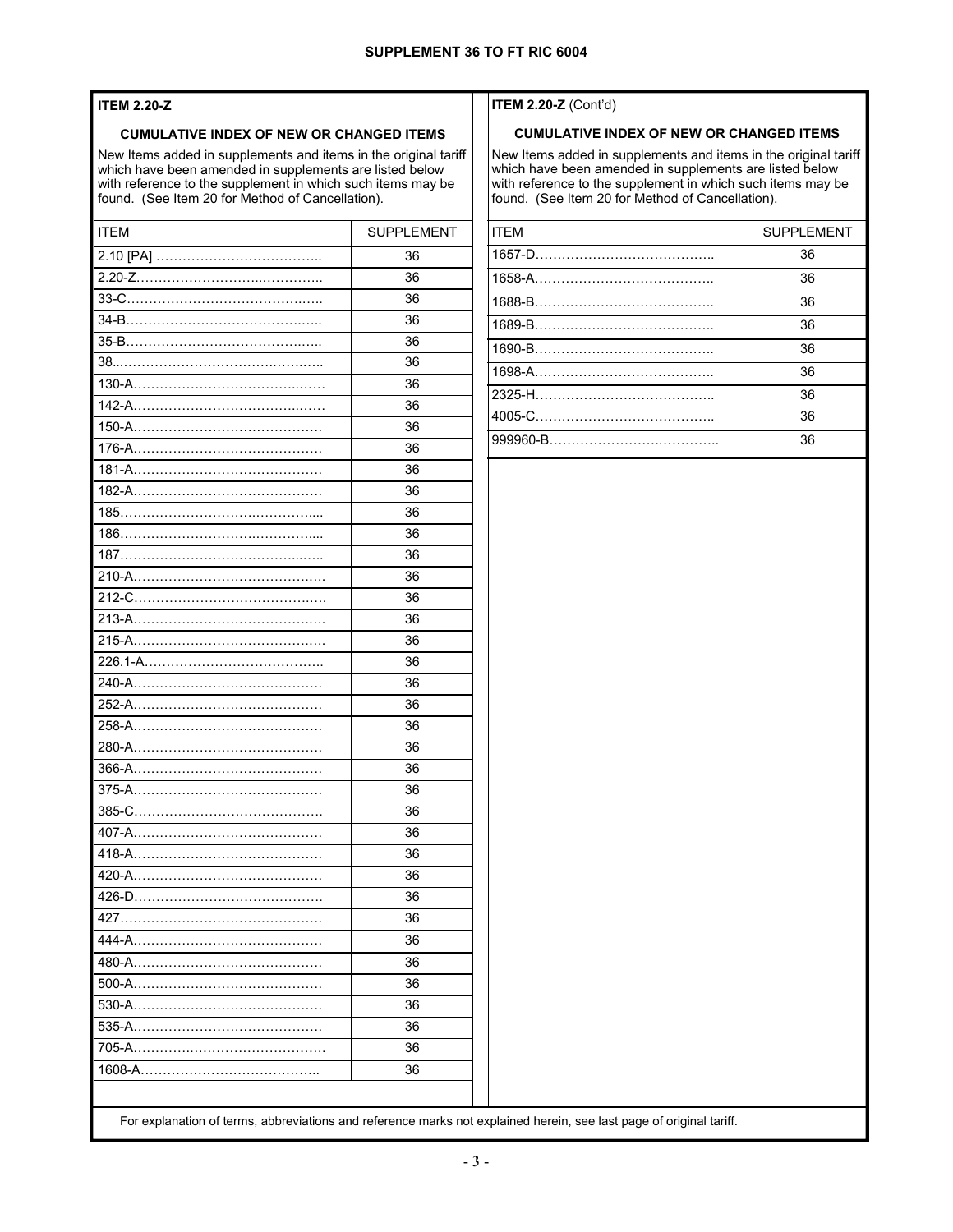**ITEM 2.20-Z**

**CUMULATIVE INDEX OF NEW OR CHANGED ITEMS**

New Items added in supplements and items in the original tariff which have been amended in supplements are listed below with reference to the supplement in which such items may be found. (See Item 20 for Method of Cancellation).

| ITEM | SUPPLEMENT |
|---|---|
| 2.10 [PA] | 36 |
| 2.20-Z | 36 |
| 33-C | 36 |
| 34-B | 36 |
| 35-B | 36 |
| 38 | 36 |
| 130-A | 36 |
| 142-A | 36 |
| 150-A | 36 |
| 176-A | 36 |
| 181-A | 36 |
| 182-A | 36 |
| 185 | 36 |
| 186 | 36 |
| 187 | 36 |
| 210-A | 36 |
| 212-C | 36 |
| 213-A | 36 |
| 215-A | 36 |
| 226.1-A | 36 |
| 240-A | 36 |
| 252-A | 36 |
| 258-A | 36 |
| 280-A | 36 |
| 366-A | 36 |
| 375-A | 36 |
| 385-C | 36 |
| 407-A | 36 |
| 418-A | 36 |
| 420-A | 36 |
| 426-D | 36 |
| 427 | 36 |
| 444-A | 36 |
| 480-A | 36 |
| 500-A | 36 |
| 530-A | 36 |
| 535-A | 36 |
| 705-A | 36 |
| 1608-A | 36 |
| 1657-D | 36 |
| 1658-A | 36 |
| 1688-B | 36 |
| 1689-B | 36 |
| 1690-B | 36 |
| 1698-A | 36 |
| 2325-H | 36 |
| 4005-C | 36 |
| 999960-B | 36 |

For explanation of terms, abbreviations and reference marks not explained herein, see last page of original tariff.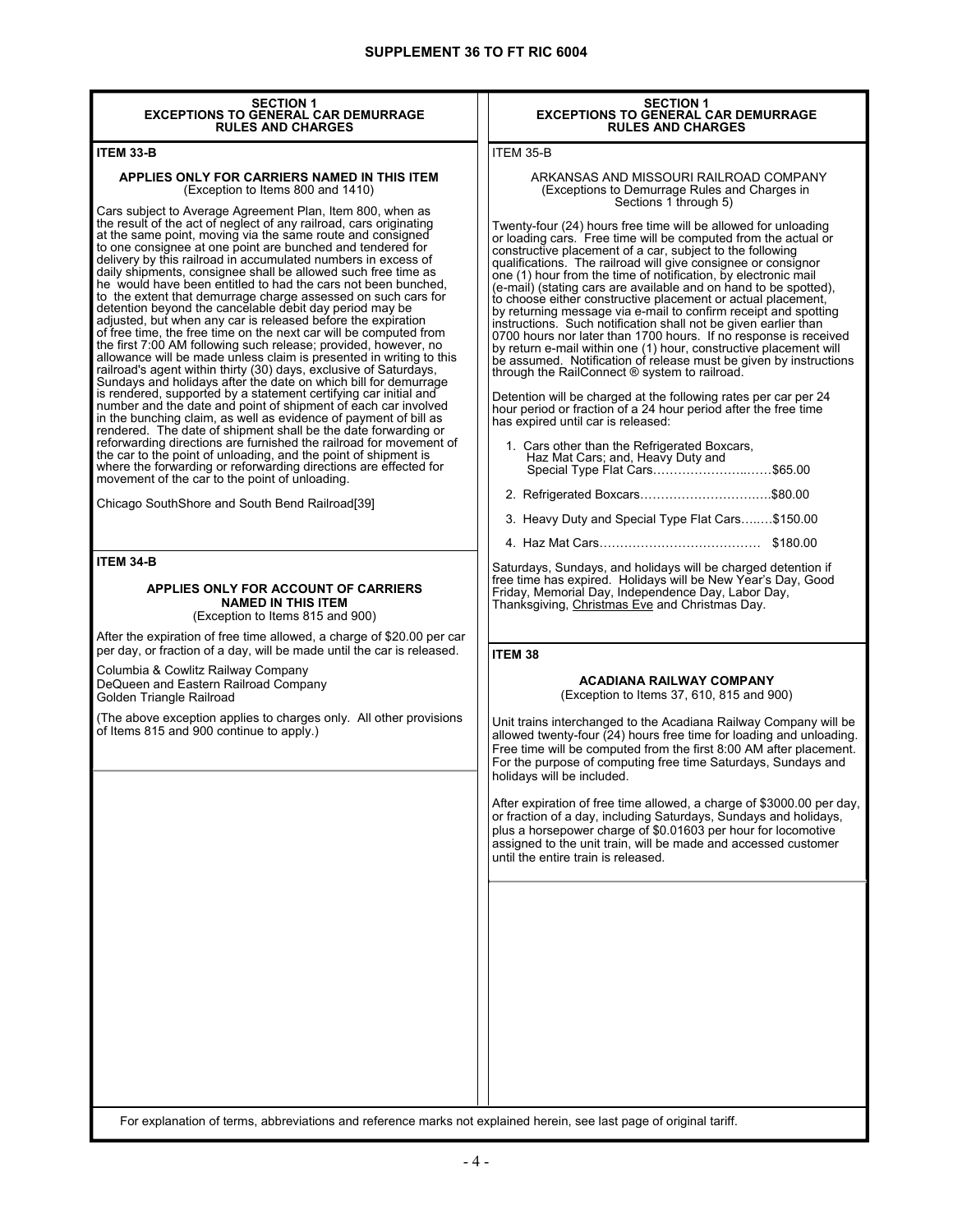## SECTION 1 EXCEPTIONS TO GENERAL CAR DEMURRAGE RULES AND CHARGES

### ITEM 33-B

**APPLIES ONLY FOR CARRIERS NAMED IN THIS ITEM**
(Exception to Items 800 and 1410)

Cars subject to Average Agreement Plan, Item 800, when as the result of the act of neglect of any railroad, cars originating at the same point, moving via the same route and consigned to one consignee at one point are bunched and tendered for delivery by this railroad in accumulated numbers in excess of daily shipments, consignee shall be allowed such free time as he would have been entitled to had the cars not been bunched, to the extent that demurrage charge assessed on such cars for detention beyond the cancelable debit day period may be adjusted, but when any car is released before the expiration of free time, the free time on the next car will be computed from the first 7:00 AM following such release; provided, however, no allowance will be made unless claim is presented in writing to this railroad's agent within thirty (30) days, exclusive of Saturdays, Sundays and holidays after the date on which bill for demurrage is rendered, supported by a statement certifying car initial and number and the date and point of shipment of each car involved in the bunching claim, as well as evidence of payment of bill as rendered. The date of shipment shall be the date forwarding or reforwarding directions are furnished the railroad for movement of the car to the point of unloading, and the point of shipment is where the forwarding or reforwarding directions are effected for movement of the car to the point of unloading.

Chicago SouthShore and South Bend Railroad[39]

### ITEM 34-B

**APPLIES ONLY FOR ACCOUNT OF CARRIERS NAMED IN THIS ITEM**
(Exception to Items 815 and 900)

After the expiration of free time allowed, a charge of $20.00 per car per day, or fraction of a day, will be made until the car is released.

Columbia & Cowlitz Railway Company
DeQueen and Eastern Railroad Company
Golden Triangle Railroad

(The above exception applies to charges only. All other provisions of Items 815 and 900 continue to apply.)

### ITEM 35-B

ARKANSAS AND MISSOURI RAILROAD COMPANY
(Exceptions to Demurrage Rules and Charges in Sections 1 through 5)

Twenty-four (24) hours free time will be allowed for unloading or loading cars. Free time will be computed from the actual or constructive placement of a car, subject to the following qualifications. The railroad will give consignee or consignor one (1) hour from the time of notification, by electronic mail (e-mail) (stating cars are available and on hand to be spotted), to choose either constructive placement or actual placement, by returning message via e-mail to confirm receipt and spotting instructions. Such notification shall not be given earlier than 0700 hours nor later than 1700 hours. If no response is received by return e-mail within one (1) hour, constructive placement will be assumed. Notification of release must be given by instructions through the RailConnect ® system to railroad.

Detention will be charged at the following rates per car per 24 hour period or fraction of a 24 hour period after the free time has expired until car is released:

1. Cars other than the Refrigerated Boxcars, Haz Mat Cars; and, Heavy Duty and Special Type Flat Cars……………………..……$65.00
2. Refrigerated Boxcars…………………………..$80.00
3. Heavy Duty and Special Type Flat Cars…..…$150.00
4. Haz Mat Cars………………………………… $180.00

Saturdays, Sundays, and holidays will be charged detention if free time has expired. Holidays will be New Year's Day, Good Friday, Memorial Day, Independence Day, Labor Day, Thanksgiving, Christmas Eve and Christmas Day.

### ITEM 38

**ACADIANA RAILWAY COMPANY**
(Exception to Items 37, 610, 815 and 900)

Unit trains interchanged to the Acadiana Railway Company will be allowed twenty-four (24) hours free time for loading and unloading. Free time will be computed from the first 8:00 AM after placement. For the purpose of computing free time Saturdays, Sundays and holidays will be included.

After expiration of free time allowed, a charge of $3000.00 per day, or fraction of a day, including Saturdays, Sundays and holidays, plus a horsepower charge of $0.01603 per hour for locomotive assigned to the unit train, will be made and accessed customer until the entire train is released.

For explanation of terms, abbreviations and reference marks not explained herein, see last page of original tariff.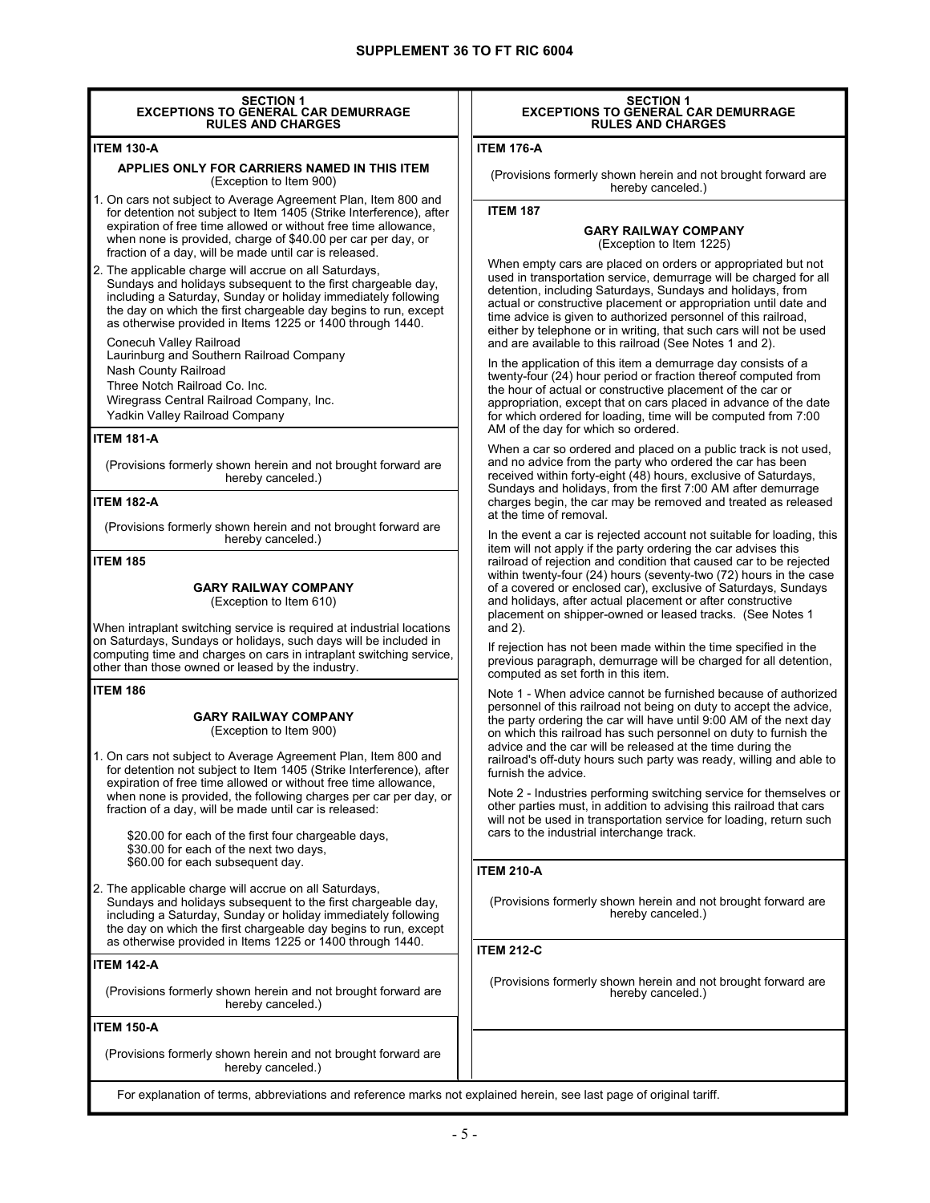## SECTION 1
## EXCEPTIONS TO GENERAL CAR DEMURRAGE RULES AND CHARGES

**ITEM 130-A**

**APPLIES ONLY FOR CARRIERS NAMED IN THIS ITEM**
(Exception to Item 900)

1. On cars not subject to Average Agreement Plan, Item 800 and for detention not subject to Item 1405 (Strike Interference), after expiration of free time allowed or without free time allowance, when none is provided, charge of $40.00 per car per day, or fraction of a day, will be made until car is released.
2. The applicable charge will accrue on all Saturdays, Sundays and holidays subsequent to the first chargeable day, including a Saturday, Sunday or holiday immediately following the day on which the first chargeable day begins to run, except as otherwise provided in Items 1225 or 1400 through 1440.

Conecuh Valley Railroad
Laurinburg and Southern Railroad Company
Nash County Railroad
Three Notch Railroad Co. Inc.
Wiregrass Central Railroad Company, Inc.
Yadkin Valley Railroad Company

**ITEM 181-A**

(Provisions formerly shown herein and not brought forward are hereby canceled.)

**ITEM 182-A**

(Provisions formerly shown herein and not brought forward are hereby canceled.)

**ITEM 185**

**GARY RAILWAY COMPANY**
(Exception to Item 610)

When intraplant switching service is required at industrial locations on Saturdays, Sundays or holidays, such days will be included in computing time and charges on cars in intraplant switching service, other than those owned or leased by the industry.

**ITEM 186**

**GARY RAILWAY COMPANY**
(Exception to Item 900)

1. On cars not subject to Average Agreement Plan, Item 800 and for detention not subject to Item 1405 (Strike Interference), after expiration of free time allowed or without free time allowance, when none is provided, the following charges per car per day, or fraction of a day, will be made until car is released:

   $20.00 for each of the first four chargeable days,
   $30.00 for each of the next two days,
   $60.00 for each subsequent day.

2. The applicable charge will accrue on all Saturdays, Sundays and holidays subsequent to the first chargeable day, including a Saturday, Sunday or holiday immediately following the day on which the first chargeable day begins to run, except as otherwise provided in Items 1225 or 1400 through 1440.

**ITEM 142-A**

(Provisions formerly shown herein and not brought forward are hereby canceled.)

**ITEM 150-A**

(Provisions formerly shown herein and not brought forward are hereby canceled.)

**ITEM 176-A**

(Provisions formerly shown herein and not brought forward are hereby canceled.)

**ITEM 187**

**GARY RAILWAY COMPANY**
(Exception to Item 1225)

When empty cars are placed on orders or appropriated but not used in transportation service, demurrage will be charged for all detention, including Saturdays, Sundays and holidays, from actual or constructive placement or appropriation until date and time advice is given to authorized personnel of this railroad, either by telephone or in writing, that such cars will not be used and are available to this railroad (See Notes 1 and 2).

In the application of this item a demurrage day consists of a twenty-four (24) hour period or fraction thereof computed from the hour of actual or constructive placement of the car or appropriation, except that on cars placed in advance of the date for which ordered for loading, time will be computed from 7:00 AM of the day for which so ordered.

When a car so ordered and placed on a public track is not used, and no advice from the party who ordered the car has been received within forty-eight (48) hours, exclusive of Saturdays, Sundays and holidays, from the first 7:00 AM after demurrage charges begin, the car may be removed and treated as released at the time of removal.

In the event a car is rejected account not suitable for loading, this item will not apply if the party ordering the car advises this railroad of rejection and condition that caused car to be rejected within twenty-four (24) hours (seventy-two (72) hours in the case of a covered or enclosed car), exclusive of Saturdays, Sundays and holidays, after actual placement or after constructive placement on shipper-owned or leased tracks. (See Notes 1 and 2).

If rejection has not been made within the time specified in the previous paragraph, demurrage will be charged for all detention, computed as set forth in this item.

Note 1 - When advice cannot be furnished because of authorized personnel of this railroad not being on duty to accept the advice, the party ordering the car will have until 9:00 AM of the next day on which this railroad has such personnel on duty to furnish the advice and the car will be released at the time during the railroad's off-duty hours such party was ready, willing and able to furnish the advice.

Note 2 - Industries performing switching service for themselves or other parties must, in addition to advising this railroad that cars will not be used in transportation service for loading, return such cars to the industrial interchange track.

**ITEM 210-A**

(Provisions formerly shown herein and not brought forward are hereby canceled.)

**ITEM 212-C**

(Provisions formerly shown herein and not brought forward are hereby canceled.)

For explanation of terms, abbreviations and reference marks not explained herein, see last page of original tariff.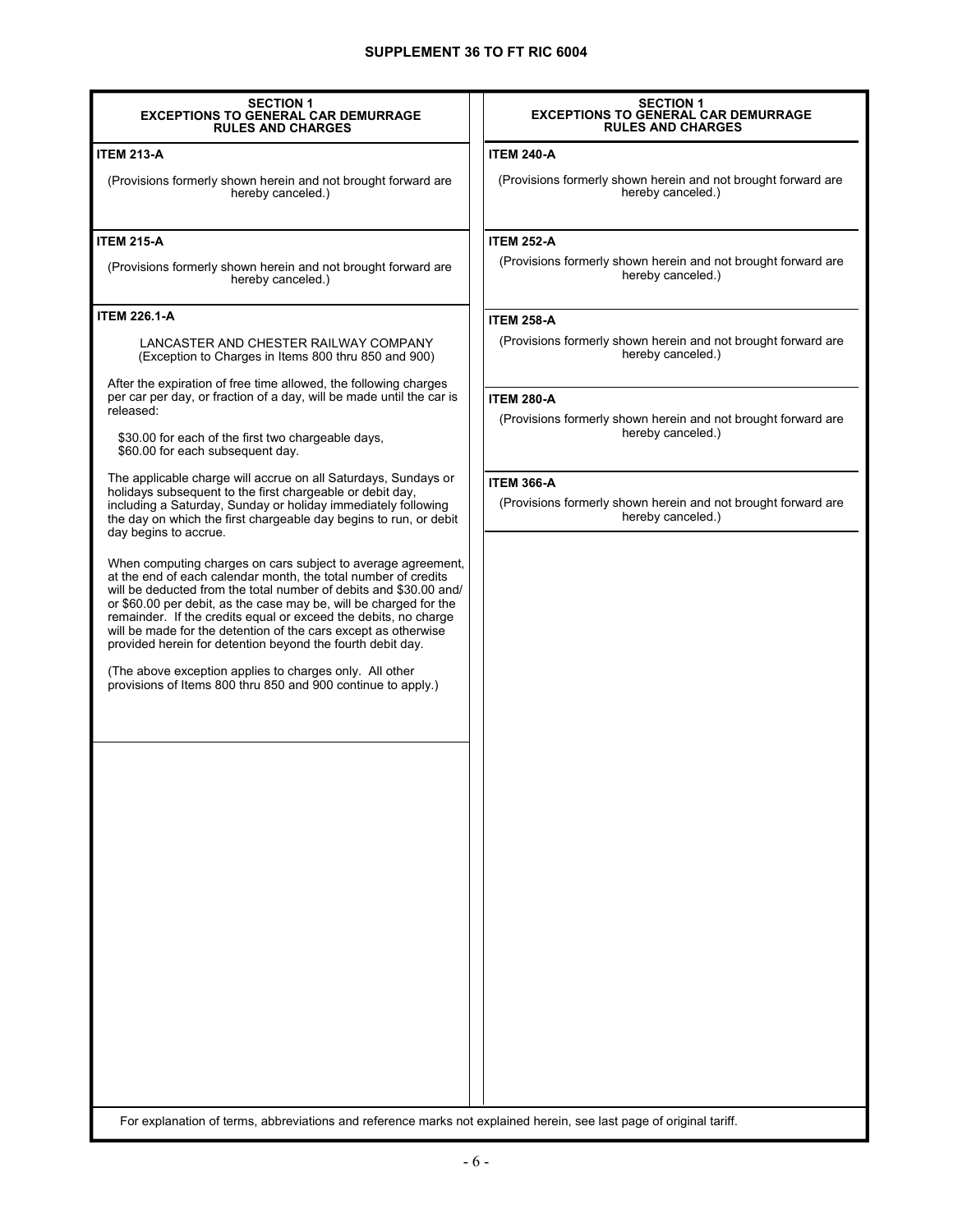## SECTION 1
## EXCEPTIONS TO GENERAL CAR DEMURRAGE RULES AND CHARGES

**ITEM 213-A**

(Provisions formerly shown herein and not brought forward are hereby canceled.)

**ITEM 215-A**

(Provisions formerly shown herein and not brought forward are hereby canceled.)

**ITEM 226.1-A**

LANCASTER AND CHESTER RAILWAY COMPANY
(Exception to Charges in Items 800 thru 850 and 900)

After the expiration of free time allowed, the following charges per car per day, or fraction of a day, will be made until the car is released:

$30.00 for each of the first two chargeable days,
$60.00 for each subsequent day.

The applicable charge will accrue on all Saturdays, Sundays or holidays subsequent to the first chargeable or debit day, including a Saturday, Sunday or holiday immediately following the day on which the first chargeable day begins to run, or debit day begins to accrue.

When computing charges on cars subject to average agreement, at the end of each calendar month, the total number of credits will be deducted from the total number of debits and $30.00 and/or $60.00 per debit, as the case may be, will be charged for the remainder. If the credits equal or exceed the debits, no charge will be made for the detention of the cars except as otherwise provided herein for detention beyond the fourth debit day.

(The above exception applies to charges only. All other provisions of Items 800 thru 850 and 900 continue to apply.)

**ITEM 240-A**

(Provisions formerly shown herein and not brought forward are hereby canceled.)

**ITEM 252-A**

(Provisions formerly shown herein and not brought forward are hereby canceled.)

**ITEM 258-A**

(Provisions formerly shown herein and not brought forward are hereby canceled.)

**ITEM 280-A**

(Provisions formerly shown herein and not brought forward are hereby canceled.)

**ITEM 366-A**

(Provisions formerly shown herein and not brought forward are hereby canceled.)

For explanation of terms, abbreviations and reference marks not explained herein, see last page of original tariff.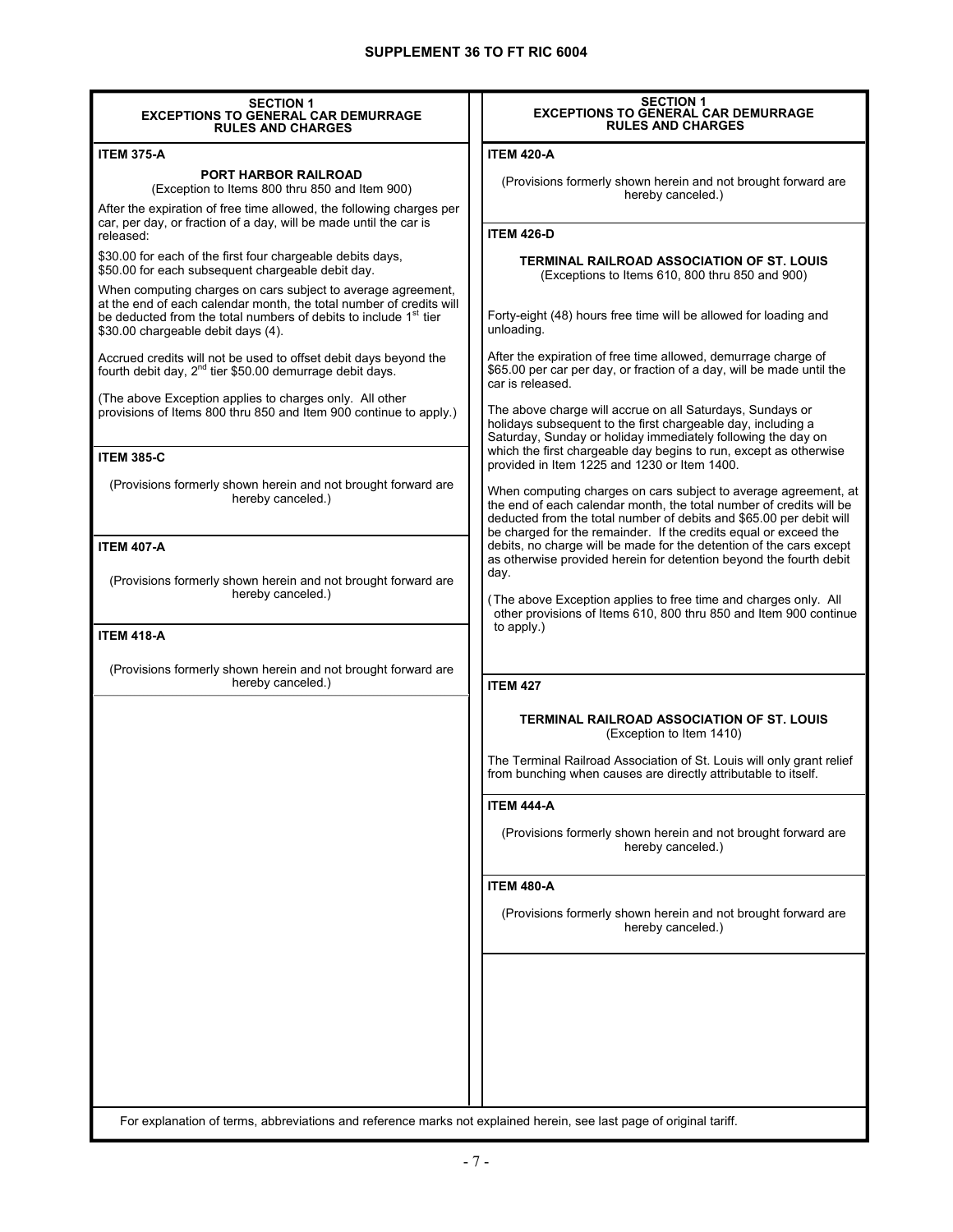## SECTION 1
## EXCEPTIONS TO GENERAL CAR DEMURRAGE RULES AND CHARGES

**ITEM 375-A**

**PORT HARBOR RAILROAD**
(Exception to Items 800 thru 850 and Item 900)

After the expiration of free time allowed, the following charges per car, per day, or fraction of a day, will be made until the car is released:

$30.00 for each of the first four chargeable debits days,
$50.00 for each subsequent chargeable debit day.

When computing charges on cars subject to average agreement, at the end of each calendar month, the total number of credits will be deducted from the total numbers of debits to include 1st tier $30.00 chargeable debit days (4).

Accrued credits will not be used to offset debit days beyond the fourth debit day, 2nd tier $50.00 demurrage debit days.

(The above Exception applies to charges only. All other provisions of Items 800 thru 850 and Item 900 continue to apply.)

**ITEM 385-C**

(Provisions formerly shown herein and not brought forward are hereby canceled.)

**ITEM 407-A**

(Provisions formerly shown herein and not brought forward are hereby canceled.)

**ITEM 418-A**

(Provisions formerly shown herein and not brought forward are hereby canceled.)

**ITEM 420-A**

(Provisions formerly shown herein and not brought forward are hereby canceled.)

**ITEM 426-D**

**TERMINAL RAILROAD ASSOCIATION OF ST. LOUIS**
(Exceptions to Items 610, 800 thru 850 and 900)

Forty-eight (48) hours free time will be allowed for loading and unloading.

After the expiration of free time allowed, demurrage charge of $65.00 per car per day, or fraction of a day, will be made until the car is released.

The above charge will accrue on all Saturdays, Sundays or holidays subsequent to the first chargeable day, including a Saturday, Sunday or holiday immediately following the day on which the first chargeable day begins to run, except as otherwise provided in Item 1225 and 1230 or Item 1400.

When computing charges on cars subject to average agreement, at the end of each calendar month, the total number of credits will be deducted from the total number of debits and $65.00 per debit will be charged for the remainder. If the credits equal or exceed the debits, no charge will be made for the detention of the cars except as otherwise provided herein for detention beyond the fourth debit day.

(The above Exception applies to free time and charges only. All other provisions of Items 610, 800 thru 850 and Item 900 continue to apply.)

**ITEM 427**

**TERMINAL RAILROAD ASSOCIATION OF ST. LOUIS**
(Exception to Item 1410)

The Terminal Railroad Association of St. Louis will only grant relief from bunching when causes are directly attributable to itself.

**ITEM 444-A**

(Provisions formerly shown herein and not brought forward are hereby canceled.)

**ITEM 480-A**

(Provisions formerly shown herein and not brought forward are hereby canceled.)

For explanation of terms, abbreviations and reference marks not explained herein, see last page of original tariff.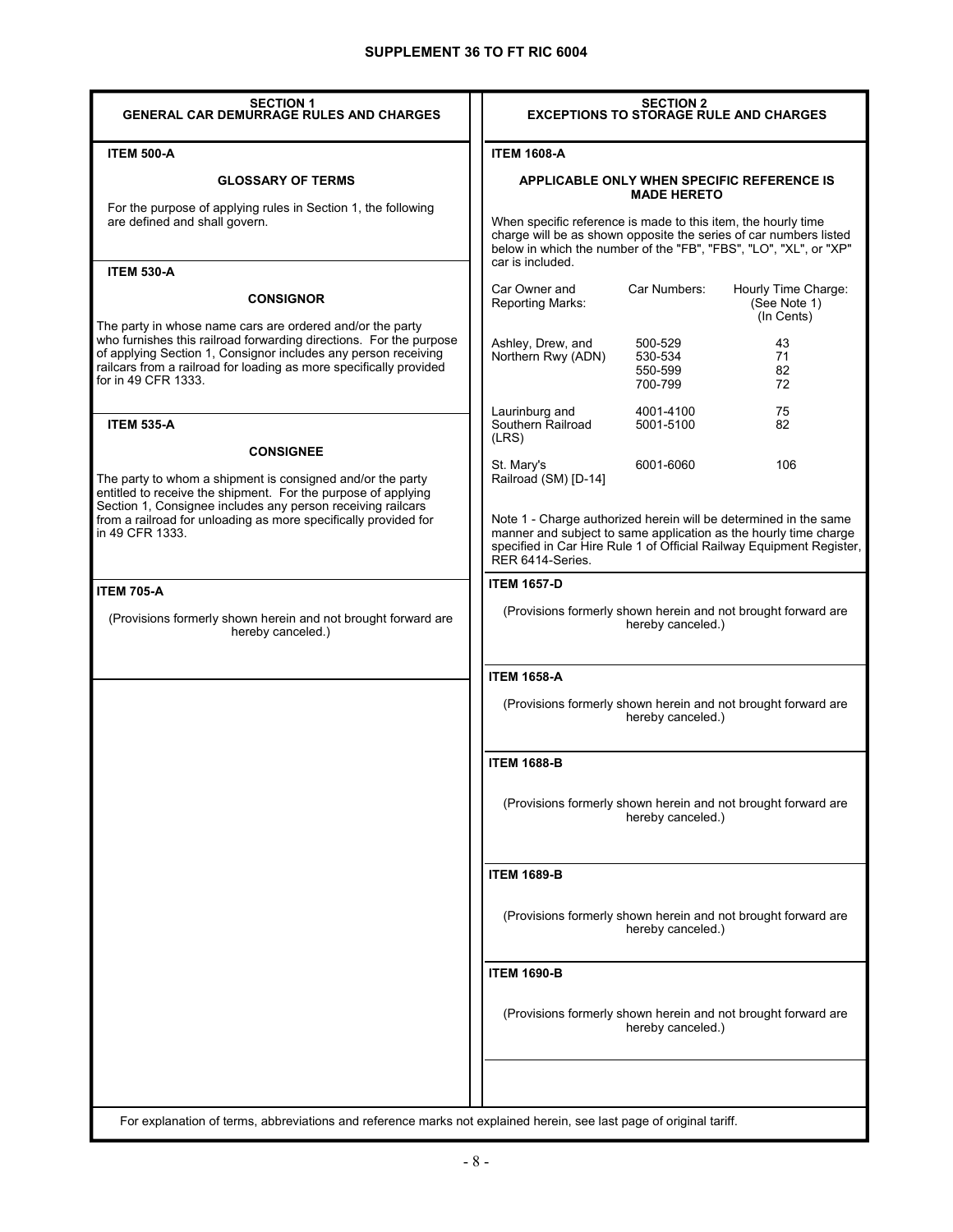# SUPPLEMENT 36 TO FT RIC 6004

## SECTION 1
## GENERAL CAR DEMURRAGE RULES AND CHARGES

### ITEM 500-A

**GLOSSARY OF TERMS**

For the purpose of applying rules in Section 1, the following are defined and shall govern.

### ITEM 530-A

**CONSIGNOR**

The party in whose name cars are ordered and/or the party who furnishes this railroad forwarding directions. For the purpose of applying Section 1, Consignor includes any person receiving railcars from a railroad for loading as more specifically provided for in 49 CFR 1333.

### ITEM 535-A

**CONSIGNEE**

The party to whom a shipment is consigned and/or the party entitled to receive the shipment. For the purpose of applying Section 1, Consignee includes any person receiving railcars from a railroad for unloading as more specifically provided for in 49 CFR 1333.

### ITEM 705-A

(Provisions formerly shown herein and not brought forward are hereby canceled.)

## SECTION 2
## EXCEPTIONS TO STORAGE RULE AND CHARGES

### ITEM 1608-A

**APPLICABLE ONLY WHEN SPECIFIC REFERENCE IS MADE HERETO**

When specific reference is made to this item, the hourly time charge will be as shown opposite the series of car numbers listed below in which the number of the "FB", "FBS", "LO", "XL", or "XP" car is included.

| Car Owner and Reporting Marks: | Car Numbers: | Hourly Time Charge: (See Note 1) (In Cents) |
|---|---|---|
| Ashley, Drew, and Northern Rwy (ADN) | 500-529 | 43 |
| | 530-534 | 71 |
| | 550-599 | 82 |
| | 700-799 | 72 |
| Laurinburg and Southern Railroad (LRS) | 4001-4100 | 75 |
| | 5001-5100 | 82 |
| St. Mary's Railroad (SM) [D-14] | 6001-6060 | 106 |

Note 1 - Charge authorized herein will be determined in the same manner and subject to same application as the hourly time charge specified in Car Hire Rule 1 of Official Railway Equipment Register, RER 6414-Series.

### ITEM 1657-D

(Provisions formerly shown herein and not brought forward are hereby canceled.)

### ITEM 1658-A

(Provisions formerly shown herein and not brought forward are hereby canceled.)

### ITEM 1688-B

(Provisions formerly shown herein and not brought forward are hereby canceled.)

### ITEM 1689-B

(Provisions formerly shown herein and not brought forward are hereby canceled.)

### ITEM 1690-B

(Provisions formerly shown herein and not brought forward are hereby canceled.)

For explanation of terms, abbreviations and reference marks not explained herein, see last page of original tariff.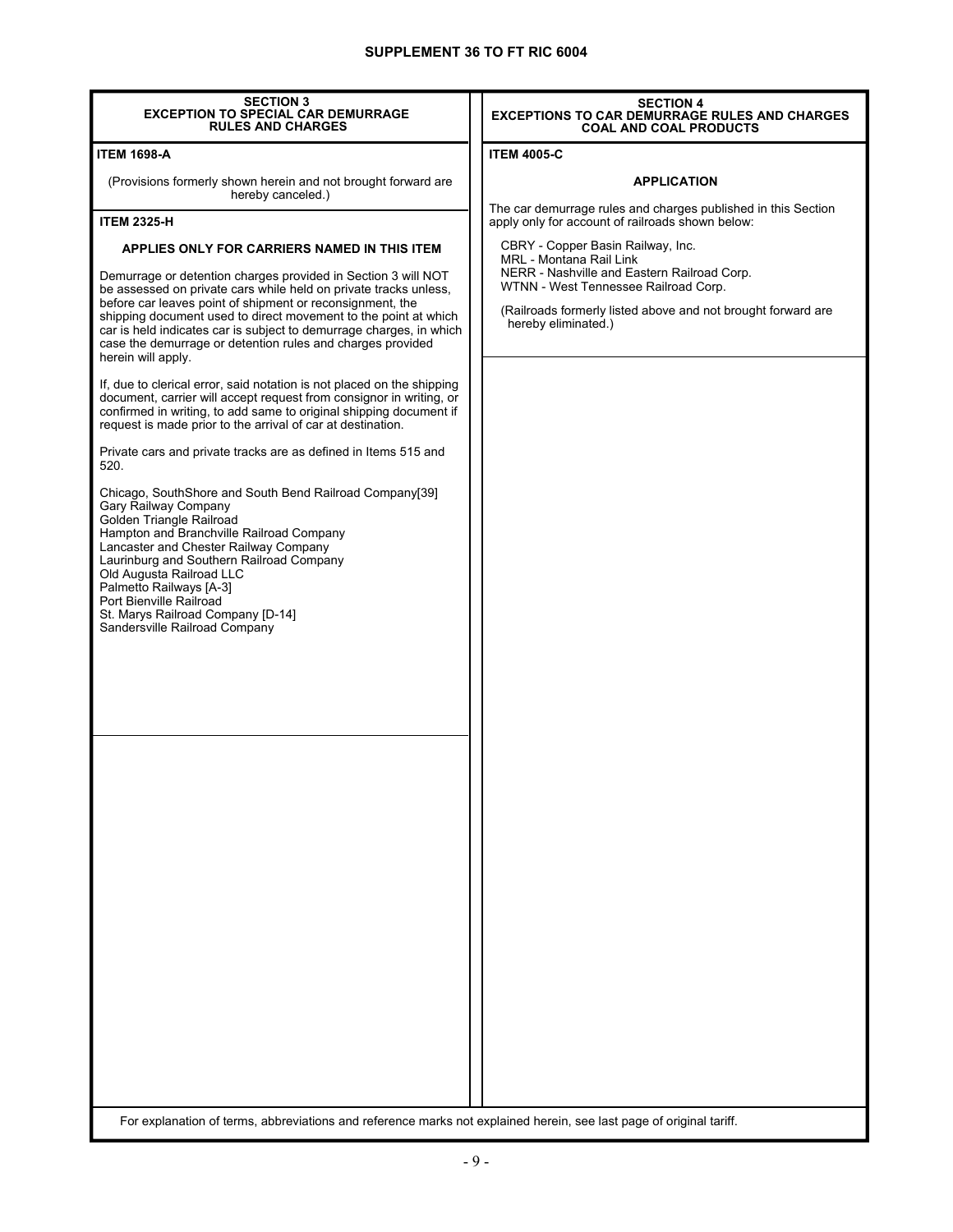## SECTION 3
## EXCEPTION TO SPECIAL CAR DEMURRAGE RULES AND CHARGES

**ITEM 1698-A**

(Provisions formerly shown herein and not brought forward are hereby canceled.)

**ITEM 2325-H**

**APPLIES ONLY FOR CARRIERS NAMED IN THIS ITEM**

Demurrage or detention charges provided in Section 3 will NOT be assessed on private cars while held on private tracks unless, before car leaves point of shipment or reconsignment, the shipping document used to direct movement to the point at which car is held indicates car is subject to demurrage charges, in which case the demurrage or detention rules and charges provided herein will apply.

If, due to clerical error, said notation is not placed on the shipping document, carrier will accept request from consignor in writing, or confirmed in writing, to add same to original shipping document if request is made prior to the arrival of car at destination.

Private cars and private tracks are as defined in Items 515 and 520.

Chicago, SouthShore and South Bend Railroad Company[39]
Gary Railway Company
Golden Triangle Railroad
Hampton and Branchville Railroad Company
Lancaster and Chester Railway Company
Laurinburg and Southern Railroad Company
Old Augusta Railroad LLC
Palmetto Railways [A-3]
Port Bienville Railroad
St. Marys Railroad Company [D-14]
Sandersville Railroad Company

## SECTION 4
## EXCEPTIONS TO CAR DEMURRAGE RULES AND CHARGES COAL AND COAL PRODUCTS

**ITEM 4005-C**

**APPLICATION**

The car demurrage rules and charges published in this Section apply only for account of railroads shown below:

CBRY - Copper Basin Railway, Inc.
MRL - Montana Rail Link
NERR - Nashville and Eastern Railroad Corp.
WTNN - West Tennessee Railroad Corp.

(Railroads formerly listed above and not brought forward are hereby eliminated.)

For explanation of terms, abbreviations and reference marks not explained herein, see last page of original tariff.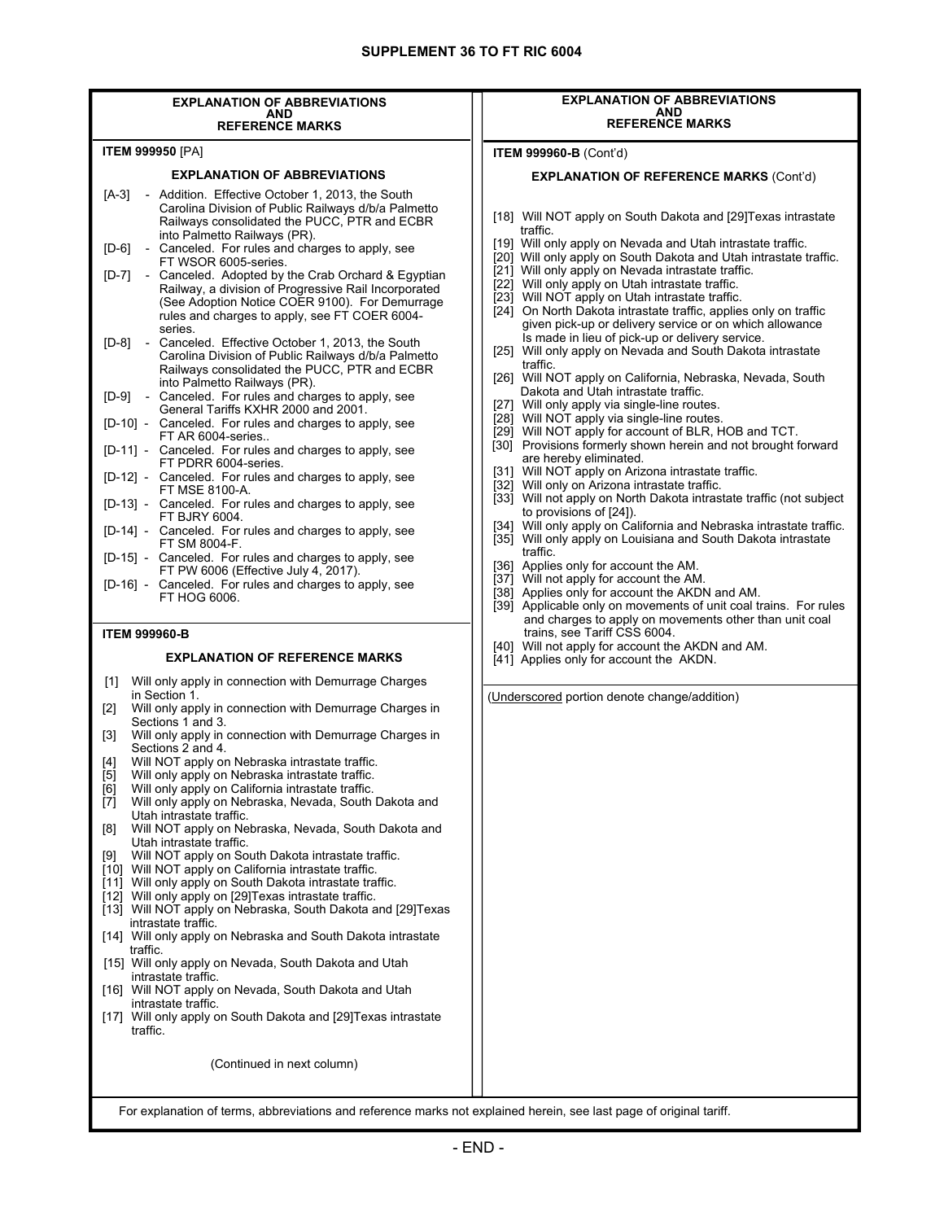# SUPPLEMENT 36 TO FT RIC 6004

## EXPLANATION OF ABBREVIATIONS AND REFERENCE MARKS

**ITEM 999950** [PA]

### EXPLANATION OF ABBREVIATIONS

[A-3] - Addition. Effective October 1, 2013, the South Carolina Division of Public Railways d/b/a Palmetto Railways consolidated the PUCC, PTR and ECBR into Palmetto Railways (PR).

[D-6] - Canceled. For rules and charges to apply, see FT WSOR 6005-series.

[D-7] - Canceled. Adopted by the Crab Orchard & Egyptian Railway, a division of Progressive Rail Incorporated (See Adoption Notice COER 9100). For Demurrage rules and charges to apply, see FT COER 6004-series.

[D-8] - Canceled. Effective October 1, 2013, the South Carolina Division of Public Railways d/b/a Palmetto Railways consolidated the PUCC, PTR and ECBR into Palmetto Railways (PR).

[D-9] - Canceled. For rules and charges to apply, see General Tariffs KXHR 2000 and 2001.

[D-10] - Canceled. For rules and charges to apply, see FT AR 6004-series..

[D-11] - Canceled. For rules and charges to apply, see FT PDRR 6004-series.

[D-12] - Canceled. For rules and charges to apply, see FT MSE 8100-A.

[D-13] - Canceled. For rules and charges to apply, see FT BJRY 6004.

[D-14] - Canceled. For rules and charges to apply, see FT SM 8004-F.

[D-15] - Canceled. For rules and charges to apply, see FT PW 6006 (Effective July 4, 2017).

[D-16] - Canceled. For rules and charges to apply, see FT HOG 6006.

**ITEM 999960-B**

### EXPLANATION OF REFERENCE MARKS

[1] Will only apply in connection with Demurrage Charges in Section 1.

[2] Will only apply in connection with Demurrage Charges in Sections 1 and 3.

[3] Will only apply in connection with Demurrage Charges in Sections 2 and 4.

[4] Will NOT apply on Nebraska intrastate traffic.

[5] Will only apply on Nebraska intrastate traffic.

[6] Will only apply on California intrastate traffic.

[7] Will only apply on Nebraska, Nevada, South Dakota and Utah intrastate traffic.

[8] Will NOT apply on Nebraska, Nevada, South Dakota and Utah intrastate traffic.

[9] Will NOT apply on South Dakota intrastate traffic.

[10] Will NOT apply on California intrastate traffic.

[11] Will only apply on South Dakota intrastate traffic.

[12] Will only apply on [29]Texas intrastate traffic.

[13] Will NOT apply on Nebraska, South Dakota and [29]Texas intrastate traffic.

[14] Will only apply on Nebraska and South Dakota intrastate traffic.

[15] Will only apply on Nevada, South Dakota and Utah intrastate traffic.

[16] Will NOT apply on Nevada, South Dakota and Utah intrastate traffic.

[17] Will only apply on South Dakota and [29]Texas intrastate traffic.

(Continued in next column)

**ITEM 999960-B** (Cont'd)

### EXPLANATION OF REFERENCE MARKS (Cont'd)

[18] Will NOT apply on South Dakota and [29]Texas intrastate traffic.

[19] Will only apply on Nevada and Utah intrastate traffic.

[20] Will only apply on South Dakota and Utah intrastate traffic.

[21] Will only apply on Nevada intrastate traffic.

[22] Will only apply on Utah intrastate traffic.

[23] Will NOT apply on Utah intrastate traffic.

[24] On North Dakota intrastate traffic, applies only on traffic given pick-up or delivery service or on which allowance Is made in lieu of pick-up or delivery service.

[25] Will only apply on Nevada and South Dakota intrastate traffic.

[26] Will NOT apply on California, Nebraska, Nevada, South Dakota and Utah intrastate traffic.

[27] Will only apply via single-line routes.

[28] Will NOT apply via single-line routes.

[29] Will NOT apply for account of BLR, HOB and TCT.

[30] Provisions formerly shown herein and not brought forward are hereby eliminated.

[31] Will NOT apply on Arizona intrastate traffic.

[32] Will only on Arizona intrastate traffic.

[33] Will not apply on North Dakota intrastate traffic (not subject to provisions of [24]).

[34] Will only apply on California and Nebraska intrastate traffic.

[35] Will only apply on Louisiana and South Dakota intrastate traffic.

[36] Applies only for account the AM.

[37] Will not apply for account the AM.

[38] Applies only for account the AKDN and AM.

[39] Applicable only on movements of unit coal trains. For rules and charges to apply on movements other than unit coal trains, see Tariff CSS 6004.

[40] Will not apply for account the AKDN and AM.

[41] Applies only for account the AKDN.

(Underscored portion denote change/addition)

For explanation of terms, abbreviations and reference marks not explained herein, see last page of original tariff.

- END -